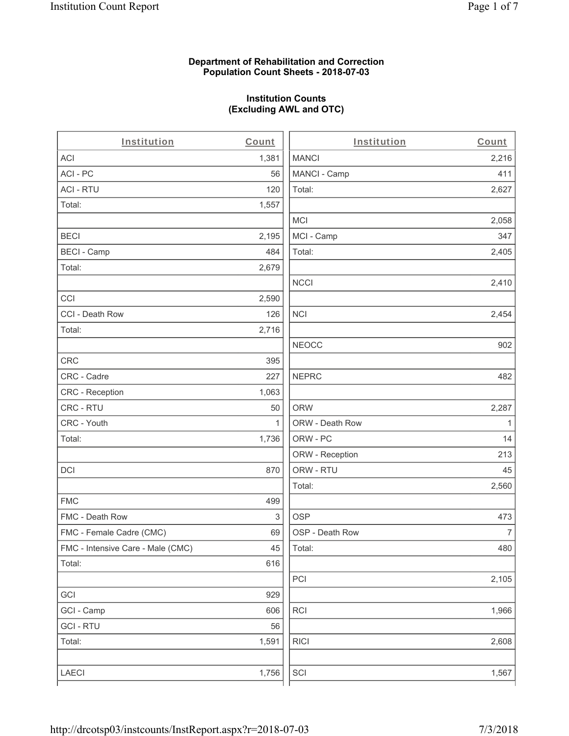**Department of Rehabilitation and Correction**
**Population Count Sheets - 2018-07-03**

**Institution Counts**
**(Excluding AWL and OTC)**

| Institution | Count |
|---|---|
| ACI | 1,381 |
| ACI - PC | 56 |
| ACI - RTU | 120 |
| Total: | 1,557 |
| | |
| BECI | 2,195 |
| BECI - Camp | 484 |
| Total: | 2,679 |
| | |
| CCI | 2,590 |
| CCI - Death Row | 126 |
| Total: | 2,716 |
| | |
| CRC | 395 |
| CRC - Cadre | 227 |
| CRC - Reception | 1,063 |
| CRC - RTU | 50 |
| CRC - Youth | 1 |
| Total: | 1,736 |
| | |
| DCI | 870 |
| | |
| FMC | 499 |
| FMC - Death Row | 3 |
| FMC - Female Cadre (CMC) | 69 |
| FMC - Intensive Care - Male (CMC) | 45 |
| Total: | 616 |
| | |
| GCI | 929 |
| GCI - Camp | 606 |
| GCI - RTU | 56 |
| Total: | 1,591 |
| | |
| LAECI | 1,756 |

| Institution | Count |
|---|---|
| MANCI | 2,216 |
| MANCI - Camp | 411 |
| Total: | 2,627 |
| | |
| MCI | 2,058 |
| MCI - Camp | 347 |
| Total: | 2,405 |
| | |
| NCCI | 2,410 |
| | |
| NCI | 2,454 |
| | |
| NEOCC | 902 |
| | |
| NEPRC | 482 |
| | |
| ORW | 2,287 |
| ORW - Death Row | 1 |
| ORW - PC | 14 |
| ORW - Reception | 213 |
| ORW - RTU | 45 |
| Total: | 2,560 |
| | |
| OSP | 473 |
| OSP - Death Row | 7 |
| Total: | 480 |
| | |
| PCI | 2,105 |
| | |
| RCI | 1,966 |
| | |
| RICI | 2,608 |
| | |
| SCI | 1,567 |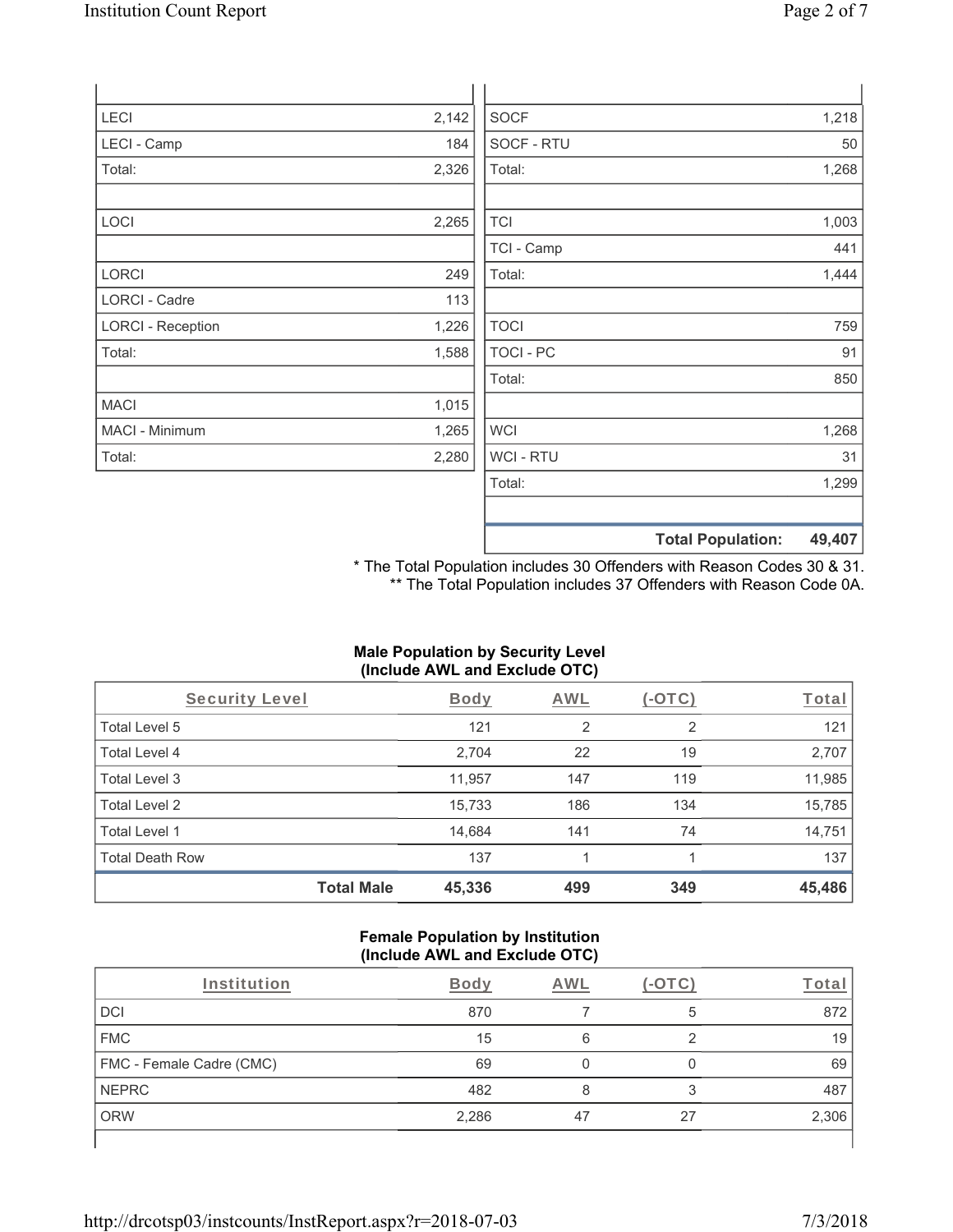| | |
|---|---|
| LECI | 2,142 |
| LECI - Camp | 184 |
| Total: | 2,326 |
| | |
| LOCI | 2,265 |
| | |
| LORCI | 249 |
| LORCI - Cadre | 113 |
| LORCI - Reception | 1,226 |
| Total: | 1,588 |
| | |
| MACI | 1,015 |
| MACI - Minimum | 1,265 |
| Total: | 2,280 |

| | |
|---|---|
| SOCF | 1,218 |
| SOCF - RTU | 50 |
| Total: | 1,268 |
| | |
| TCI | 1,003 |
| TCI - Camp | 441 |
| Total: | 1,444 |
| | |
| TOCI | 759 |
| TOCI - PC | 91 |
| Total: | 850 |
| | |
| WCI | 1,268 |
| WCI - RTU | 31 |
| Total: | 1,299 |
| | |
| **Total Population:** | **49,407** |

* The Total Population includes 30 Offenders with Reason Codes 30 & 31.
** The Total Population includes 37 Offenders with Reason Code 0A.

**Male Population by Security Level (Include AWL and Exclude OTC)**

| Security Level | Body | AWL | (-OTC) | Total |
|---|---|---|---|---|
| Total Level 5 | 121 | 2 | 2 | 121 |
| Total Level 4 | 2,704 | 22 | 19 | 2,707 |
| Total Level 3 | 11,957 | 147 | 119 | 11,985 |
| Total Level 2 | 15,733 | 186 | 134 | 15,785 |
| Total Level 1 | 14,684 | 141 | 74 | 14,751 |
| Total Death Row | 137 | 1 | 1 | 137 |
| **Total Male** | **45,336** | **499** | **349** | **45,486** |

**Female Population by Institution (Include AWL and Exclude OTC)**

| Institution | Body | AWL | (-OTC) | Total |
|---|---|---|---|---|
| DCI | 870 | 7 | 5 | 872 |
| FMC | 15 | 6 | 2 | 19 |
| FMC - Female Cadre (CMC) | 69 | 0 | 0 | 69 |
| NEPRC | 482 | 8 | 3 | 487 |
| ORW | 2,286 | 47 | 27 | 2,306 |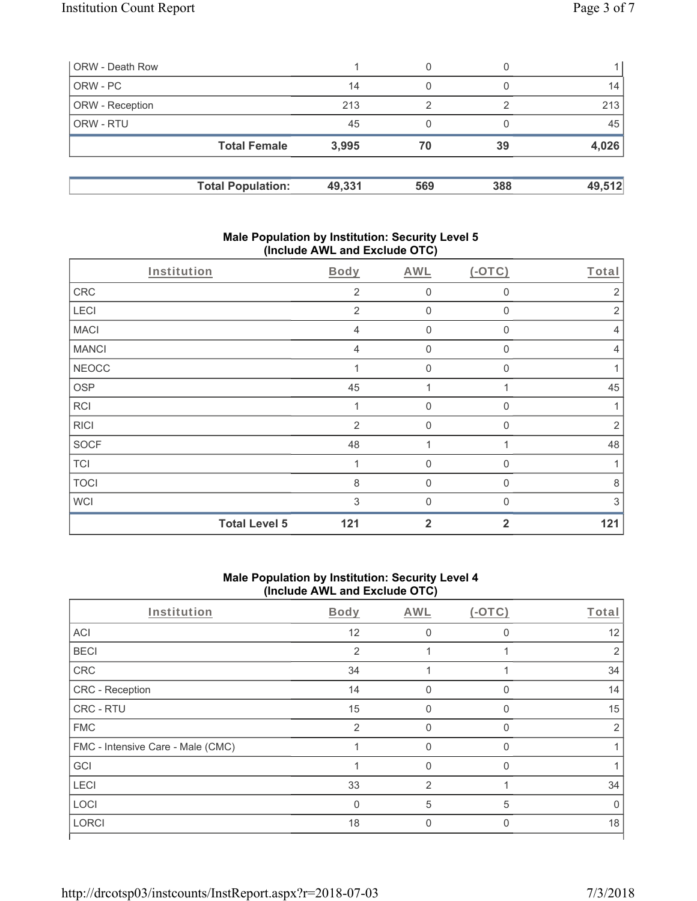| | | | | |
|---|---|---|---|---|
| ORW - Death Row | 1 | 0 | 0 | 1 |
| ORW - PC | 14 | 0 | 0 | 14 |
| ORW - Reception | 213 | 2 | 2 | 213 |
| ORW - RTU | 45 | 0 | 0 | 45 |
| **Total Female** | **3,995** | **70** | **39** | **4,026** |

| | | | | |
|---|---|---|---|---|
| **Total Population:** | **49,331** | **569** | **388** | **49,512** |

## Male Population by Institution: Security Level 5 (Include AWL and Exclude OTC)

| Institution | Body | AWL | (-OTC) | Total |
|---|---|---|---|---|
| CRC | 2 | 0 | 0 | 2 |
| LECI | 2 | 0 | 0 | 2 |
| MACI | 4 | 0 | 0 | 4 |
| MANCI | 4 | 0 | 0 | 4 |
| NEOCC | 1 | 0 | 0 | 1 |
| OSP | 45 | 1 | 1 | 45 |
| RCI | 1 | 0 | 0 | 1 |
| RICI | 2 | 0 | 0 | 2 |
| SOCF | 48 | 1 | 1 | 48 |
| TCI | 1 | 0 | 0 | 1 |
| TOCI | 8 | 0 | 0 | 8 |
| WCI | 3 | 0 | 0 | 3 |
| **Total Level 5** | **121** | **2** | **2** | **121** |

## Male Population by Institution: Security Level 4 (Include AWL and Exclude OTC)

| Institution | Body | AWL | (-OTC) | Total |
|---|---|---|---|---|
| ACI | 12 | 0 | 0 | 12 |
| BECI | 2 | 1 | 1 | 2 |
| CRC | 34 | 1 | 1 | 34 |
| CRC - Reception | 14 | 0 | 0 | 14 |
| CRC - RTU | 15 | 0 | 0 | 15 |
| FMC | 2 | 0 | 0 | 2 |
| FMC - Intensive Care - Male (CMC) | 1 | 0 | 0 | 1 |
| GCI | 1 | 0 | 0 | 1 |
| LECI | 33 | 2 | 1 | 34 |
| LOCI | 0 | 5 | 5 | 0 |
| LORCI | 18 | 0 | 0 | 18 |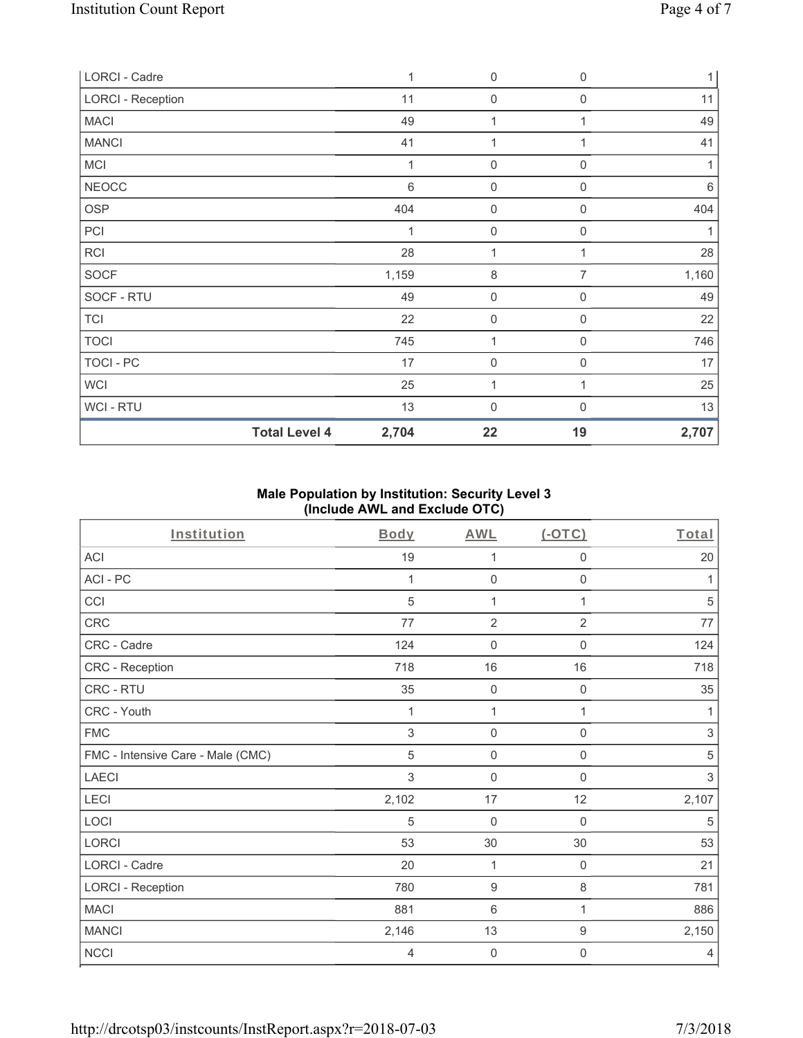| | | | | |
|---|---|---|---|---|
| LORCI - Cadre | 1 | 0 | 0 | 1 |
| LORCI - Reception | 11 | 0 | 0 | 11 |
| MACI | 49 | 1 | 1 | 49 |
| MANCI | 41 | 1 | 1 | 41 |
| MCI | 1 | 0 | 0 | 1 |
| NEOCC | 6 | 0 | 0 | 6 |
| OSP | 404 | 0 | 0 | 404 |
| PCI | 1 | 0 | 0 | 1 |
| RCI | 28 | 1 | 1 | 28 |
| SOCF | 1,159 | 8 | 7 | 1,160 |
| SOCF - RTU | 49 | 0 | 0 | 49 |
| TCI | 22 | 0 | 0 | 22 |
| TOCI | 745 | 1 | 0 | 746 |
| TOCI - PC | 17 | 0 | 0 | 17 |
| WCI | 25 | 1 | 1 | 25 |
| WCI - RTU | 13 | 0 | 0 | 13 |
| **Total Level 4** | **2,704** | **22** | **19** | **2,707** |

## Male Population by Institution: Security Level 3 (Include AWL and Exclude OTC)

| Institution | Body | AWL | (-OTC) | Total |
|---|---|---|---|---|
| ACI | 19 | 1 | 0 | 20 |
| ACI - PC | 1 | 0 | 0 | 1 |
| CCI | 5 | 1 | 1 | 5 |
| CRC | 77 | 2 | 2 | 77 |
| CRC - Cadre | 124 | 0 | 0 | 124 |
| CRC - Reception | 718 | 16 | 16 | 718 |
| CRC - RTU | 35 | 0 | 0 | 35 |
| CRC - Youth | 1 | 1 | 1 | 1 |
| FMC | 3 | 0 | 0 | 3 |
| FMC - Intensive Care - Male (CMC) | 5 | 0 | 0 | 5 |
| LAECI | 3 | 0 | 0 | 3 |
| LECI | 2,102 | 17 | 12 | 2,107 |
| LOCI | 5 | 0 | 0 | 5 |
| LORCI | 53 | 30 | 30 | 53 |
| LORCI - Cadre | 20 | 1 | 0 | 21 |
| LORCI - Reception | 780 | 9 | 8 | 781 |
| MACI | 881 | 6 | 1 | 886 |
| MANCI | 2,146 | 13 | 9 | 2,150 |
| NCCI | 4 | 0 | 0 | 4 |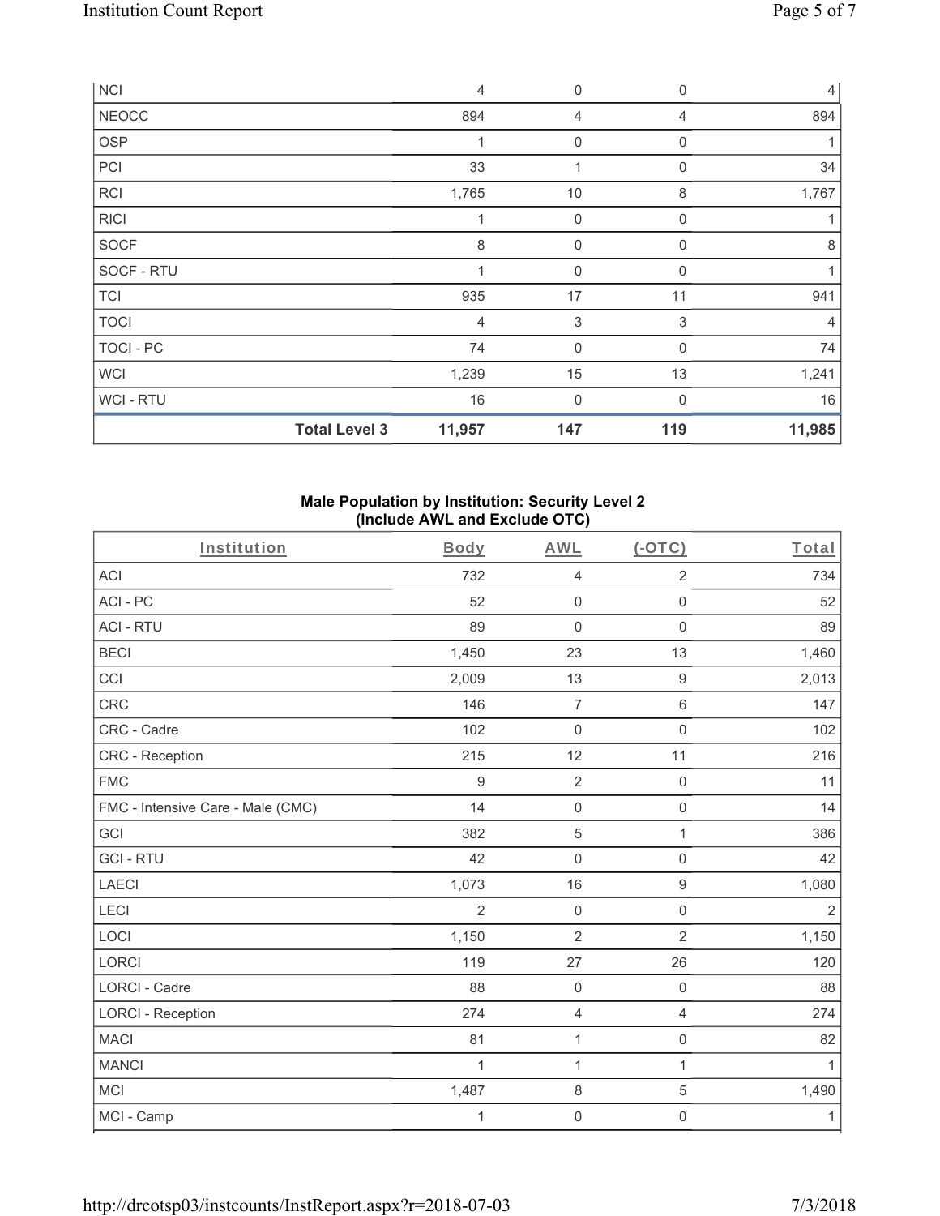| | Body | AWL | (-OTC) | Total |
|---|---|---|---|---|
| NCI | 4 | 0 | 0 | 4 |
| NEOCC | 894 | 4 | 4 | 894 |
| OSP | 1 | 0 | 0 | 1 |
| PCI | 33 | 1 | 0 | 34 |
| RCI | 1,765 | 10 | 8 | 1,767 |
| RICI | 1 | 0 | 0 | 1 |
| SOCF | 8 | 0 | 0 | 8 |
| SOCF - RTU | 1 | 0 | 0 | 1 |
| TCI | 935 | 17 | 11 | 941 |
| TOCI | 4 | 3 | 3 | 4 |
| TOCI - PC | 74 | 0 | 0 | 74 |
| WCI | 1,239 | 15 | 13 | 1,241 |
| WCI - RTU | 16 | 0 | 0 | 16 |
| **Total Level 3** | **11,957** | **147** | **119** | **11,985** |

**Male Population by Institution: Security Level 2 (Include AWL and Exclude OTC)**

| Institution | Body | AWL | (-OTC) | Total |
|---|---|---|---|---|
| ACI | 732 | 4 | 2 | 734 |
| ACI - PC | 52 | 0 | 0 | 52 |
| ACI - RTU | 89 | 0 | 0 | 89 |
| BECI | 1,450 | 23 | 13 | 1,460 |
| CCI | 2,009 | 13 | 9 | 2,013 |
| CRC | 146 | 7 | 6 | 147 |
| CRC - Cadre | 102 | 0 | 0 | 102 |
| CRC - Reception | 215 | 12 | 11 | 216 |
| FMC | 9 | 2 | 0 | 11 |
| FMC - Intensive Care - Male (CMC) | 14 | 0 | 0 | 14 |
| GCI | 382 | 5 | 1 | 386 |
| GCI - RTU | 42 | 0 | 0 | 42 |
| LAECI | 1,073 | 16 | 9 | 1,080 |
| LECI | 2 | 0 | 0 | 2 |
| LOCI | 1,150 | 2 | 2 | 1,150 |
| LORCI | 119 | 27 | 26 | 120 |
| LORCI - Cadre | 88 | 0 | 0 | 88 |
| LORCI - Reception | 274 | 4 | 4 | 274 |
| MACI | 81 | 1 | 0 | 82 |
| MANCI | 1 | 1 | 1 | 1 |
| MCI | 1,487 | 8 | 5 | 1,490 |
| MCI - Camp | 1 | 0 | 0 | 1 |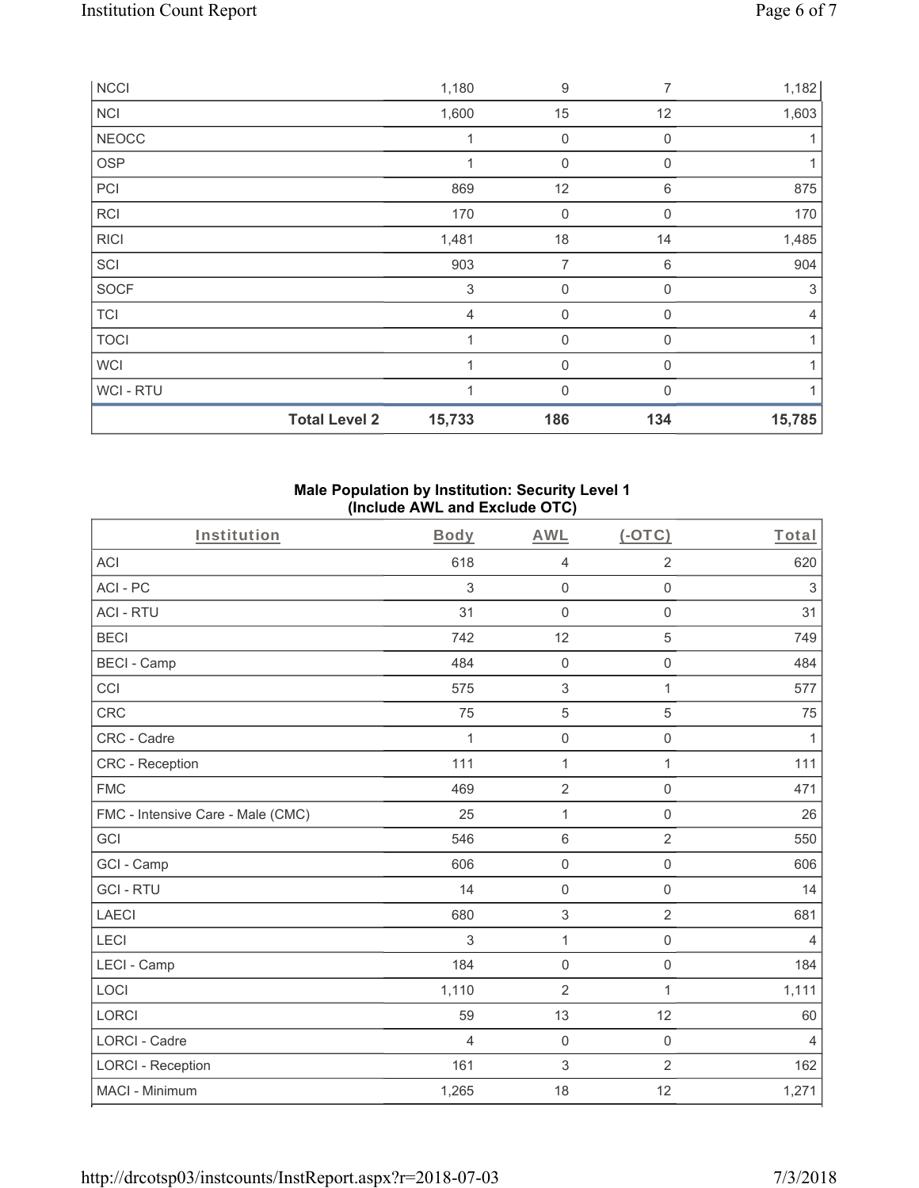| NCCI | | 1,180 | 9 | 7 | 1,182 |
|---|---|---|---|---|---|
| NCI | | 1,600 | 15 | 12 | 1,603 |
| NEOCC | | 1 | 0 | 0 | 1 |
| OSP | | 1 | 0 | 0 | 1 |
| PCI | | 869 | 12 | 6 | 875 |
| RCI | | 170 | 0 | 0 | 170 |
| RICI | | 1,481 | 18 | 14 | 1,485 |
| SCI | | 903 | 7 | 6 | 904 |
| SOCF | | 3 | 0 | 0 | 3 |
| TCI | | 4 | 0 | 0 | 4 |
| TOCI | | 1 | 0 | 0 | 1 |
| WCI | | 1 | 0 | 0 | 1 |
| WCI - RTU | | 1 | 0 | 0 | 1 |
| | **Total Level 2** | **15,733** | **186** | **134** | **15,785** |

### Male Population by Institution: Security Level 1 (Include AWL and Exclude OTC)

| Institution | Body | AWL | (-OTC) | Total |
|---|---|---|---|---|
| ACI | 618 | 4 | 2 | 620 |
| ACI - PC | 3 | 0 | 0 | 3 |
| ACI - RTU | 31 | 0 | 0 | 31 |
| BECI | 742 | 12 | 5 | 749 |
| BECI - Camp | 484 | 0 | 0 | 484 |
| CCI | 575 | 3 | 1 | 577 |
| CRC | 75 | 5 | 5 | 75 |
| CRC - Cadre | 1 | 0 | 0 | 1 |
| CRC - Reception | 111 | 1 | 1 | 111 |
| FMC | 469 | 2 | 0 | 471 |
| FMC - Intensive Care - Male (CMC) | 25 | 1 | 0 | 26 |
| GCI | 546 | 6 | 2 | 550 |
| GCI - Camp | 606 | 0 | 0 | 606 |
| GCI - RTU | 14 | 0 | 0 | 14 |
| LAECI | 680 | 3 | 2 | 681 |
| LECI | 3 | 1 | 0 | 4 |
| LECI - Camp | 184 | 0 | 0 | 184 |
| LOCI | 1,110 | 2 | 1 | 1,111 |
| LORCI | 59 | 13 | 12 | 60 |
| LORCI - Cadre | 4 | 0 | 0 | 4 |
| LORCI - Reception | 161 | 3 | 2 | 162 |
| MACI - Minimum | 1,265 | 18 | 12 | 1,271 |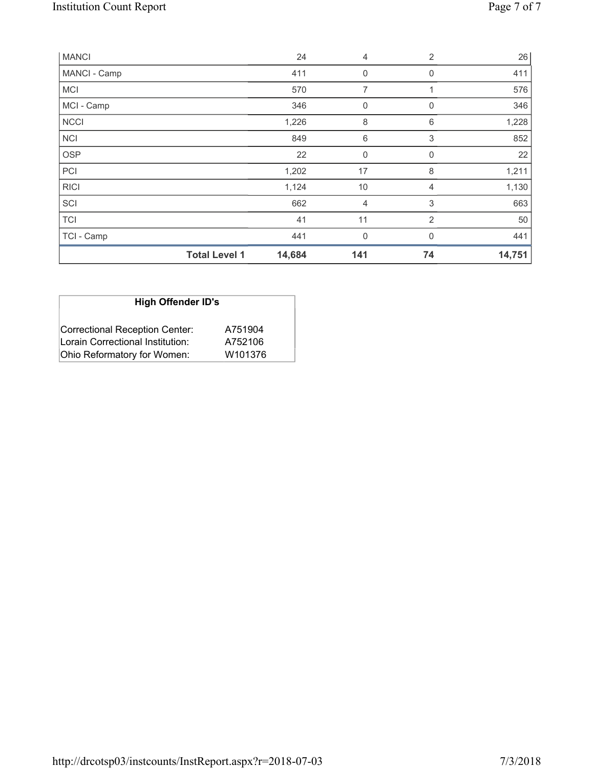| | | | | |
|---|---|---|---|---|
| MANCI | 24 | 4 | 2 | 26 |
| MANCI - Camp | 411 | 0 | 0 | 411 |
| MCI | 570 | 7 | 1 | 576 |
| MCI - Camp | 346 | 0 | 0 | 346 |
| NCCI | 1,226 | 8 | 6 | 1,228 |
| NCI | 849 | 6 | 3 | 852 |
| OSP | 22 | 0 | 0 | 22 |
| PCI | 1,202 | 17 | 8 | 1,211 |
| RICI | 1,124 | 10 | 4 | 1,130 |
| SCI | 662 | 4 | 3 | 663 |
| TCI | 41 | 11 | 2 | 50 |
| TCI - Camp | 441 | 0 | 0 | 441 |
| **Total Level 1** | **14,684** | **141** | **74** | **14,751** |

| **High Offender ID's** | |
|---|---|
| Correctional Reception Center: | A751904 |
| Lorain Correctional Institution: | A752106 |
| Ohio Reformatory for Women: | W101376 |